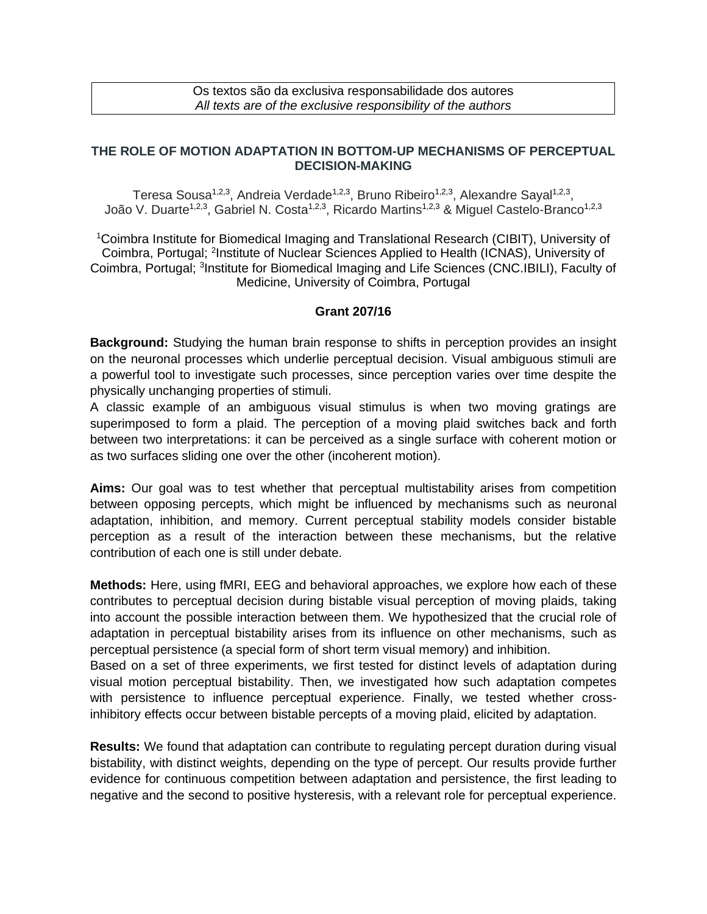Os textos são da exclusiva responsabilidade dos autores
*All texts are of the exclusive responsibility of the authors*

# THE ROLE OF MOTION ADAPTATION IN BOTTOM-UP MECHANISMS OF PERCEPTUAL DECISION-MAKING

Teresa Sousa[1,2,3], Andreia Verdade[1,2,3], Bruno Ribeiro[1,2,3], Alexandre Sayal[1,2,3], João V. Duarte[1,2,3], Gabriel N. Costa[1,2,3], Ricardo Martins[1,2,3] & Miguel Castelo-Branco[1,2,3]

[1]Coimbra Institute for Biomedical Imaging and Translational Research (CIBIT), University of Coimbra, Portugal; [2]Institute of Nuclear Sciences Applied to Health (ICNAS), University of Coimbra, Portugal; [3]Institute for Biomedical Imaging and Life Sciences (CNC.IBILI), Faculty of Medicine, University of Coimbra, Portugal

**Grant 207/16**

**Background:** Studying the human brain response to shifts in perception provides an insight on the neuronal processes which underlie perceptual decision. Visual ambiguous stimuli are a powerful tool to investigate such processes, since perception varies over time despite the physically unchanging properties of stimuli.

A classic example of an ambiguous visual stimulus is when two moving gratings are superimposed to form a plaid. The perception of a moving plaid switches back and forth between two interpretations: it can be perceived as a single surface with coherent motion or as two surfaces sliding one over the other (incoherent motion).

**Aims:** Our goal was to test whether that perceptual multistability arises from competition between opposing percepts, which might be influenced by mechanisms such as neuronal adaptation, inhibition, and memory. Current perceptual stability models consider bistable perception as a result of the interaction between these mechanisms, but the relative contribution of each one is still under debate.

**Methods:** Here, using fMRI, EEG and behavioral approaches, we explore how each of these contributes to perceptual decision during bistable visual perception of moving plaids, taking into account the possible interaction between them. We hypothesized that the crucial role of adaptation in perceptual bistability arises from its influence on other mechanisms, such as perceptual persistence (a special form of short term visual memory) and inhibition.

Based on a set of three experiments, we first tested for distinct levels of adaptation during visual motion perceptual bistability. Then, we investigated how such adaptation competes with persistence to influence perceptual experience. Finally, we tested whether cross-inhibitory effects occur between bistable percepts of a moving plaid, elicited by adaptation.

**Results:** We found that adaptation can contribute to regulating percept duration during visual bistability, with distinct weights, depending on the type of percept. Our results provide further evidence for continuous competition between adaptation and persistence, the first leading to negative and the second to positive hysteresis, with a relevant role for perceptual experience.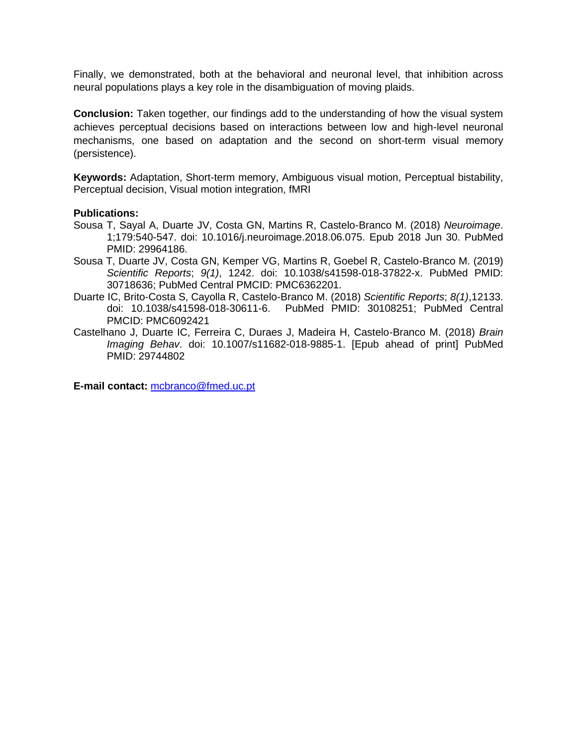Finally, we demonstrated, both at the behavioral and neuronal level, that inhibition across neural populations plays a key role in the disambiguation of moving plaids.

**Conclusion:** Taken together, our findings add to the understanding of how the visual system achieves perceptual decisions based on interactions between low and high-level neuronal mechanisms, one based on adaptation and the second on short-term visual memory (persistence).

**Keywords:** Adaptation, Short-term memory, Ambiguous visual motion, Perceptual bistability, Perceptual decision, Visual motion integration, fMRI

**Publications:**

Sousa T, Sayal A, Duarte JV, Costa GN, Martins R, Castelo-Branco M. (2018) *Neuroimage*. 1;179:540-547. doi: 10.1016/j.neuroimage.2018.06.075. Epub 2018 Jun 30. PubMed PMID: 29964186.

Sousa T, Duarte JV, Costa GN, Kemper VG, Martins R, Goebel R, Castelo-Branco M. (2019) *Scientific Reports*; *9(1)*, 1242. doi: 10.1038/s41598-018-37822-x. PubMed PMID: 30718636; PubMed Central PMCID: PMC6362201.

Duarte IC, Brito-Costa S, Cayolla R, Castelo-Branco M. (2018) *Scientific Reports*; *8(1)*,12133. doi: 10.1038/s41598-018-30611-6. PubMed PMID: 30108251; PubMed Central PMCID: PMC6092421

Castelhano J, Duarte IC, Ferreira C, Duraes J, Madeira H, Castelo-Branco M. (2018) *Brain Imaging Behav*. doi: 10.1007/s11682-018-9885-1. [Epub ahead of print] PubMed PMID: 29744802

**E-mail contact:** mcbranco@fmed.uc.pt